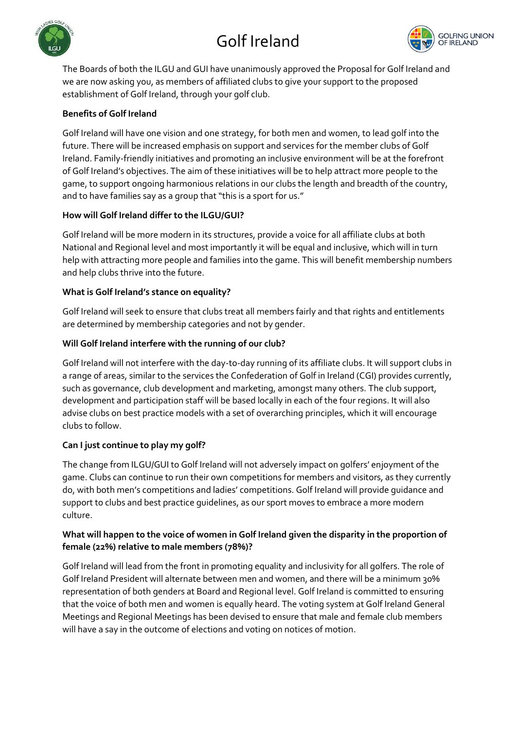# Golf Ireland

The Boards of both the ILGU and GUI have unanimously approved the Proposal for Golf Ireland and we are now asking you, as members of affiliated clubs to give your support to the proposed establishment of Golf Ireland, through your golf club.

**Benefits of Golf Ireland**

Golf Ireland will have one vision and one strategy, for both men and women, to lead golf into the future. There will be increased emphasis on support and services for the member clubs of Golf Ireland. Family-friendly initiatives and promoting an inclusive environment will be at the forefront of Golf Ireland's objectives. The aim of these initiatives will be to help attract more people to the game, to support ongoing harmonious relations in our clubs the length and breadth of the country, and to have families say as a group that "this is a sport for us."

**How will Golf Ireland differ to the ILGU/GUI?**

Golf Ireland will be more modern in its structures, provide a voice for all affiliate clubs at both National and Regional level and most importantly it will be equal and inclusive, which will in turn help with attracting more people and families into the game. This will benefit membership numbers and help clubs thrive into the future.

**What is Golf Ireland's stance on equality?**

Golf Ireland will seek to ensure that clubs treat all members fairly and that rights and entitlements are determined by membership categories and not by gender.

**Will Golf Ireland interfere with the running of our club?**

Golf Ireland will not interfere with the day-to-day running of its affiliate clubs. It will support clubs in a range of areas, similar to the services the Confederation of Golf in Ireland (CGI) provides currently, such as governance, club development and marketing, amongst many others. The club support, development and participation staff will be based locally in each of the four regions. It will also advise clubs on best practice models with a set of overarching principles, which it will encourage clubs to follow.

**Can I just continue to play my golf?**

The change from ILGU/GUI to Golf Ireland will not adversely impact on golfers' enjoyment of the game. Clubs can continue to run their own competitions for members and visitors, as they currently do, with both men's competitions and ladies' competitions. Golf Ireland will provide guidance and support to clubs and best practice guidelines, as our sport moves to embrace a more modern culture.

**What will happen to the voice of women in Golf Ireland given the disparity in the proportion of female (22%) relative to male members (78%)?**

Golf Ireland will lead from the front in promoting equality and inclusivity for all golfers. The role of Golf Ireland President will alternate between men and women, and there will be a minimum 30% representation of both genders at Board and Regional level. Golf Ireland is committed to ensuring that the voice of both men and women is equally heard. The voting system at Golf Ireland General Meetings and Regional Meetings has been devised to ensure that male and female club members will have a say in the outcome of elections and voting on notices of motion.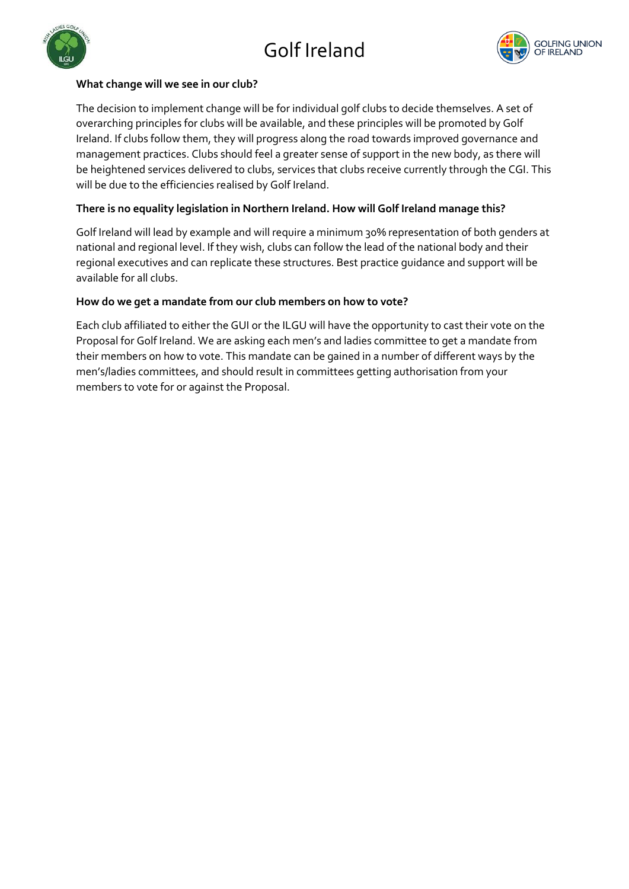**What change will we see in our club?**

The decision to implement change will be for individual golf clubs to decide themselves. A set of overarching principles for clubs will be available, and these principles will be promoted by Golf Ireland. If clubs follow them, they will progress along the road towards improved governance and management practices. Clubs should feel a greater sense of support in the new body, as there will be heightened services delivered to clubs, services that clubs receive currently through the CGI. This will be due to the efficiencies realised by Golf Ireland.

**There is no equality legislation in Northern Ireland. How will Golf Ireland manage this?**

Golf Ireland will lead by example and will require a minimum 30% representation of both genders at national and regional level. If they wish, clubs can follow the lead of the national body and their regional executives and can replicate these structures. Best practice guidance and support will be available for all clubs.

**How do we get a mandate from our club members on how to vote?**

Each club affiliated to either the GUI or the ILGU will have the opportunity to cast their vote on the Proposal for Golf Ireland. We are asking each men's and ladies committee to get a mandate from their members on how to vote. This mandate can be gained in a number of different ways by the men's/ladies committees, and should result in committees getting authorisation from your members to vote for or against the Proposal.